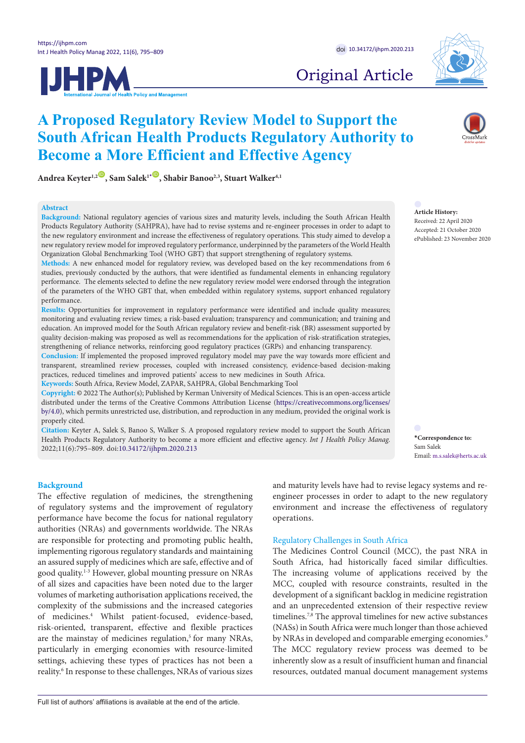Original Article

# A Proposed Regulatory Review Model to Support the South African Health Products Regulatory Authority to Become a More Efficient and Effective Agency

**Andrea Keyter[1,2], Sam Salek[1*], Shabir Banoo[2,3], Stuart Walker[4,1]**

## Abstract

**Background:** National regulatory agencies of various sizes and maturity levels, including the South African Health Products Regulatory Authority (SAHPRA), have had to revise systems and re-engineer processes in order to adapt to the new regulatory environment and increase the effectiveness of regulatory operations. This study aimed to develop a new regulatory review model for improved regulatory performance, underpinned by the parameters of the World Health Organization Global Benchmarking Tool (WHO GBT) that support strengthening of regulatory systems.

**Methods:** A new enhanced model for regulatory review, was developed based on the key recommendations from 6 studies, previously conducted by the authors, that were identified as fundamental elements in enhancing regulatory performance. The elements selected to define the new regulatory review model were endorsed through the integration of the parameters of the WHO GBT that, when embedded within regulatory systems, support enhanced regulatory performance.

**Results:** Opportunities for improvement in regulatory performance were identified and include quality measures; monitoring and evaluating review times; a risk-based evaluation; transparency and communication; and training and education. An improved model for the South African regulatory review and benefit-risk (BR) assessment supported by quality decision-making was proposed as well as recommendations for the application of risk-stratification strategies, strengthening of reliance networks, reinforcing good regulatory practices (GRPs) and enhancing transparency.

**Conclusion:** If implemented the proposed improved regulatory model may pave the way towards more efficient and transparent, streamlined review processes, coupled with increased consistency, evidence-based decision-making practices, reduced timelines and improved patients' access to new medicines in South Africa.

**Keywords:** South Africa, Review Model, ZAPAR, SAHPRA, Global Benchmarking Tool

**Copyright:** © 2022 The Author(s); Published by Kerman University of Medical Sciences. This is an open-access article distributed under the terms of the Creative Commons Attribution License (https://creativecommons.org/licenses/by/4.0), which permits unrestricted use, distribution, and reproduction in any medium, provided the original work is properly cited.

**Citation:** Keyter A, Salek S, Banoo S, Walker S. A proposed regulatory review model to support the South African Health Products Regulatory Authority to become a more efficient and effective agency. *Int J Health Policy Manag.* 2022;11(6):795–809. doi:10.34172/ijhpm.2020.213

**Article History:**
Received: 22 April 2020
Accepted: 21 October 2020
ePublished: 23 November 2020

**\*Correspondence to:**
Sam Salek
Email: m.s.salek@herts.ac.uk

## Background

The effective regulation of medicines, the strengthening of regulatory systems and the improvement of regulatory performance have become the focus for national regulatory authorities (NRAs) and governments worldwide. The NRAs are responsible for protecting and promoting public health, implementing rigorous regulatory standards and maintaining an assured supply of medicines which are safe, effective and of good quality.[1-3] However, global mounting pressure on NRAs of all sizes and capacities have been noted due to the larger volumes of marketing authorisation applications received, the complexity of the submissions and the increased categories of medicines.[4] Whilst patient-focused, evidence-based, risk-oriented, transparent, effective and flexible practices are the mainstay of medicines regulation,[5] for many NRAs, particularly in emerging economies with resource-limited settings, achieving these types of practices has not been a reality.[6] In response to these challenges, NRAs of various sizes and maturity levels have had to revise legacy systems and re-engineer processes in order to adapt to the new regulatory environment and increase the effectiveness of regulatory operations.

### Regulatory Challenges in South Africa

The Medicines Control Council (MCC), the past NRA in South Africa, had historically faced similar difficulties. The increasing volume of applications received by the MCC, coupled with resource constraints, resulted in the development of a significant backlog in medicine registration and an unprecedented extension of their respective review timelines.[7,8] The approval timelines for new active substances (NASs) in South Africa were much longer than those achieved by NRAs in developed and comparable emerging economies.[9] The MCC regulatory review process was deemed to be inherently slow as a result of insufficient human and financial resources, outdated manual document management systems

Full list of authors' affiliations is available at the end of the article.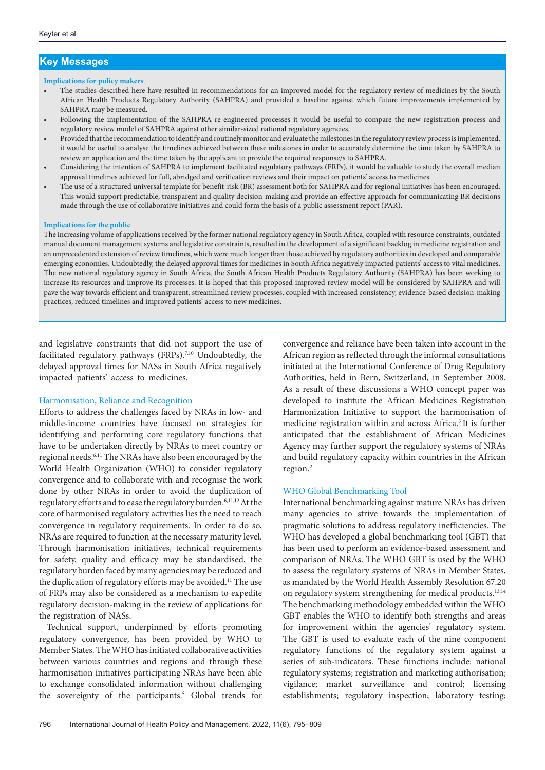## Key Messages

**Implications for policy makers**

- The studies described here have resulted in recommendations for an improved model for the regulatory review of medicines by the South African Health Products Regulatory Authority (SAHPRA) and provided a baseline against which future improvements implemented by SAHPRA may be measured.
- Following the implementation of the SAHPRA re-engineered processes it would be useful to compare the new registration process and regulatory review model of SAHPRA against other similar-sized national regulatory agencies.
- Provided that the recommendation to identify and routinely monitor and evaluate the milestones in the regulatory review process is implemented, it would be useful to analyse the timelines achieved between these milestones in order to accurately determine the time taken by SAHPRA to review an application and the time taken by the applicant to provide the required response/s to SAHPRA.
- Considering the intention of SAHPRA to implement facilitated regulatory pathways (FRPs), it would be valuable to study the overall median approval timelines achieved for full, abridged and verification reviews and their impact on patients' access to medicines.
- The use of a structured universal template for benefit-risk (BR) assessment both for SAHPRA and for regional initiatives has been encouraged. This would support predictable, transparent and quality decision-making and provide an effective approach for communicating BR decisions made through the use of collaborative initiatives and could form the basis of a public assessment report (PAR).

**Implications for the public**

The increasing volume of applications received by the former national regulatory agency in South Africa, coupled with resource constraints, outdated manual document management systems and legislative constraints, resulted in the development of a significant backlog in medicine registration and an unprecedented extension of review timelines, which were much longer than those achieved by regulatory authorities in developed and comparable emerging economies. Undoubtedly, the delayed approval times for medicines in South Africa negatively impacted patients' access to vital medicines. The new national regulatory agency in South Africa, the South African Health Products Regulatory Authority (SAHPRA) has been working to increase its resources and improve its processes. It is hoped that this proposed improved review model will be considered by SAHPRA and will pave the way towards efficient and transparent, streamlined review processes, coupled with increased consistency, evidence-based decision-making practices, reduced timelines and improved patients' access to new medicines.

and legislative constraints that did not support the use of facilitated regulatory pathways (FRPs).[7,10] Undoubtedly, the delayed approval times for NASs in South Africa negatively impacted patients' access to medicines.

### Harmonisation, Reliance and Recognition

Efforts to address the challenges faced by NRAs in low- and middle-income countries have focused on strategies for identifying and performing core regulatory functions that have to be undertaken directly by NRAs to meet country or regional needs.[6,11] The NRAs have also been encouraged by the World Health Organization (WHO) to consider regulatory convergence and to collaborate with and recognise the work done by other NRAs in order to avoid the duplication of regulatory efforts and to ease the regulatory burden.[6,11,12] At the core of harmonised regulatory activities lies the need to reach convergence in regulatory requirements. In order to do so, NRAs are required to function at the necessary maturity level. Through harmonisation initiatives, technical requirements for safety, quality and efficacy may be standardised, the regulatory burden faced by many agencies may be reduced and the duplication of regulatory efforts may be avoided.[11] The use of FRPs may also be considered as a mechanism to expedite regulatory decision-making in the review of applications for the registration of NASs.

Technical support, underpinned by efforts promoting regulatory convergence, has been provided by WHO to Member States. The WHO has initiated collaborative activities between various countries and regions and through these harmonisation initiatives participating NRAs have been able to exchange consolidated information without challenging the sovereignty of the participants.[5] Global trends for convergence and reliance have been taken into account in the African region as reflected through the informal consultations initiated at the International Conference of Drug Regulatory Authorities, held in Bern, Switzerland, in September 2008. As a result of these discussions a WHO concept paper was developed to institute the African Medicines Registration Harmonization Initiative to support the harmonisation of medicine registration within and across Africa.[5] It is further anticipated that the establishment of African Medicines Agency may further support the regulatory systems of NRAs and build regulatory capacity within countries in the African region.[2]

### WHO Global Benchmarking Tool

International benchmarking against mature NRAs has driven many agencies to strive towards the implementation of pragmatic solutions to address regulatory inefficiencies. The WHO has developed a global benchmarking tool (GBT) that has been used to perform an evidence-based assessment and comparison of NRAs. The WHO GBT is used by the WHO to assess the regulatory systems of NRAs in Member States, as mandated by the World Health Assembly Resolution 67.20 on regulatory system strengthening for medical products.[13,14] The benchmarking methodology embedded within the WHO GBT enables the WHO to identify both strengths and areas for improvement within the agencies' regulatory system. The GBT is used to evaluate each of the nine component regulatory functions of the regulatory system against a series of sub-indicators. These functions include: national regulatory systems; registration and marketing authorisation; vigilance; market surveillance and control; licensing establishments; regulatory inspection; laboratory testing;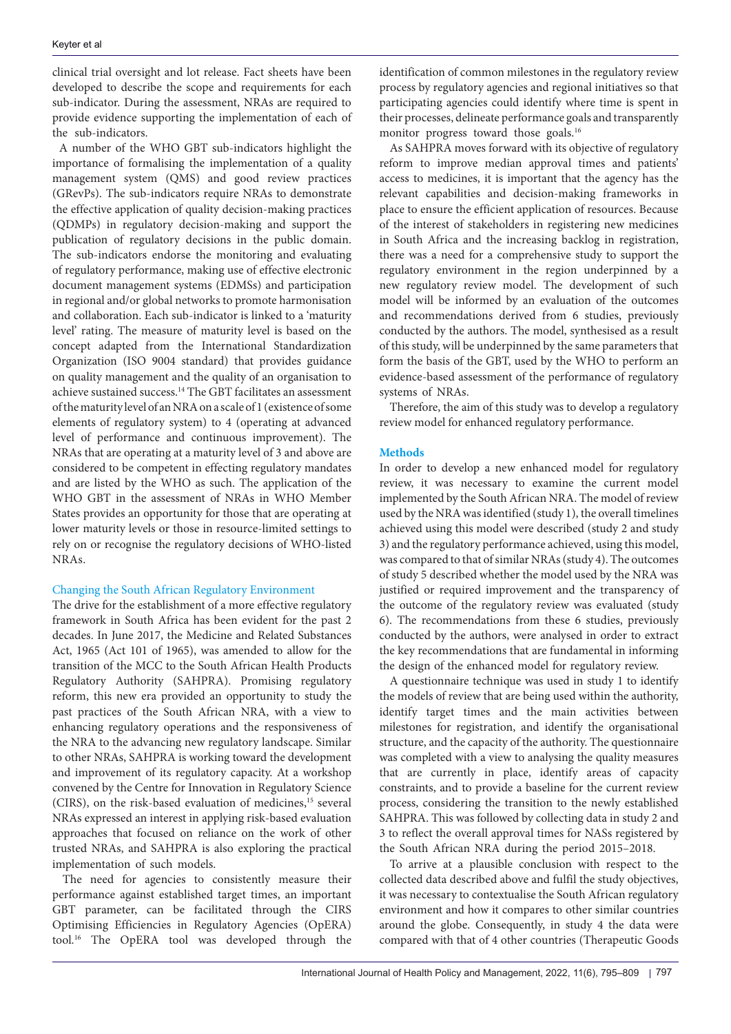clinical trial oversight and lot release. Fact sheets have been developed to describe the scope and requirements for each sub-indicator. During the assessment, NRAs are required to provide evidence supporting the implementation of each of the sub-indicators.

A number of the WHO GBT sub-indicators highlight the importance of formalising the implementation of a quality management system (QMS) and good review practices (GRevPs). The sub-indicators require NRAs to demonstrate the effective application of quality decision-making practices (QDMPs) in regulatory decision-making and support the publication of regulatory decisions in the public domain. The sub-indicators endorse the monitoring and evaluating of regulatory performance, making use of effective electronic document management systems (EDMSs) and participation in regional and/or global networks to promote harmonisation and collaboration. Each sub-indicator is linked to a 'maturity level' rating. The measure of maturity level is based on the concept adapted from the International Standardization Organization (ISO 9004 standard) that provides guidance on quality management and the quality of an organisation to achieve sustained success.[14] The GBT facilitates an assessment of the maturity level of an NRA on a scale of 1 (existence of some elements of regulatory system) to 4 (operating at advanced level of performance and continuous improvement). The NRAs that are operating at a maturity level of 3 and above are considered to be competent in effecting regulatory mandates and are listed by the WHO as such. The application of the WHO GBT in the assessment of NRAs in WHO Member States provides an opportunity for those that are operating at lower maturity levels or those in resource-limited settings to rely on or recognise the regulatory decisions of WHO-listed NRAs.

### Changing the South African Regulatory Environment

The drive for the establishment of a more effective regulatory framework in South Africa has been evident for the past 2 decades. In June 2017, the Medicine and Related Substances Act, 1965 (Act 101 of 1965), was amended to allow for the transition of the MCC to the South African Health Products Regulatory Authority (SAHPRA). Promising regulatory reform, this new era provided an opportunity to study the past practices of the South African NRA, with a view to enhancing regulatory operations and the responsiveness of the NRA to the advancing new regulatory landscape. Similar to other NRAs, SAHPRA is working toward the development and improvement of its regulatory capacity. At a workshop convened by the Centre for Innovation in Regulatory Science (CIRS), on the risk-based evaluation of medicines,[15] several NRAs expressed an interest in applying risk-based evaluation approaches that focused on reliance on the work of other trusted NRAs, and SAHPRA is also exploring the practical implementation of such models.

The need for agencies to consistently measure their performance against established target times, an important GBT parameter, can be facilitated through the CIRS Optimising Efficiencies in Regulatory Agencies (OpERA) tool.[16] The OpERA tool was developed through the identification of common milestones in the regulatory review process by regulatory agencies and regional initiatives so that participating agencies could identify where time is spent in their processes, delineate performance goals and transparently monitor progress toward those goals.[16]

As SAHPRA moves forward with its objective of regulatory reform to improve median approval times and patients' access to medicines, it is important that the agency has the relevant capabilities and decision-making frameworks in place to ensure the efficient application of resources. Because of the interest of stakeholders in registering new medicines in South Africa and the increasing backlog in registration, there was a need for a comprehensive study to support the regulatory environment in the region underpinned by a new regulatory review model. The development of such model will be informed by an evaluation of the outcomes and recommendations derived from 6 studies, previously conducted by the authors. The model, synthesised as a result of this study, will be underpinned by the same parameters that form the basis of the GBT, used by the WHO to perform an evidence-based assessment of the performance of regulatory systems of NRAs.

Therefore, the aim of this study was to develop a regulatory review model for enhanced regulatory performance.

## Methods

In order to develop a new enhanced model for regulatory review, it was necessary to examine the current model implemented by the South African NRA. The model of review used by the NRA was identified (study 1), the overall timelines achieved using this model were described (study 2 and study 3) and the regulatory performance achieved, using this model, was compared to that of similar NRAs (study 4). The outcomes of study 5 described whether the model used by the NRA was justified or required improvement and the transparency of the outcome of the regulatory review was evaluated (study 6). The recommendations from these 6 studies, previously conducted by the authors, were analysed in order to extract the key recommendations that are fundamental in informing the design of the enhanced model for regulatory review.

A questionnaire technique was used in study 1 to identify the models of review that are being used within the authority, identify target times and the main activities between milestones for registration, and identify the organisational structure, and the capacity of the authority. The questionnaire was completed with a view to analysing the quality measures that are currently in place, identify areas of capacity constraints, and to provide a baseline for the current review process, considering the transition to the newly established SAHPRA. This was followed by collecting data in study 2 and 3 to reflect the overall approval times for NASs registered by the South African NRA during the period 2015–2018.

To arrive at a plausible conclusion with respect to the collected data described above and fulfil the study objectives, it was necessary to contextualise the South African regulatory environment and how it compares to other similar countries around the globe. Consequently, in study 4 the data were compared with that of 4 other countries (Therapeutic Goods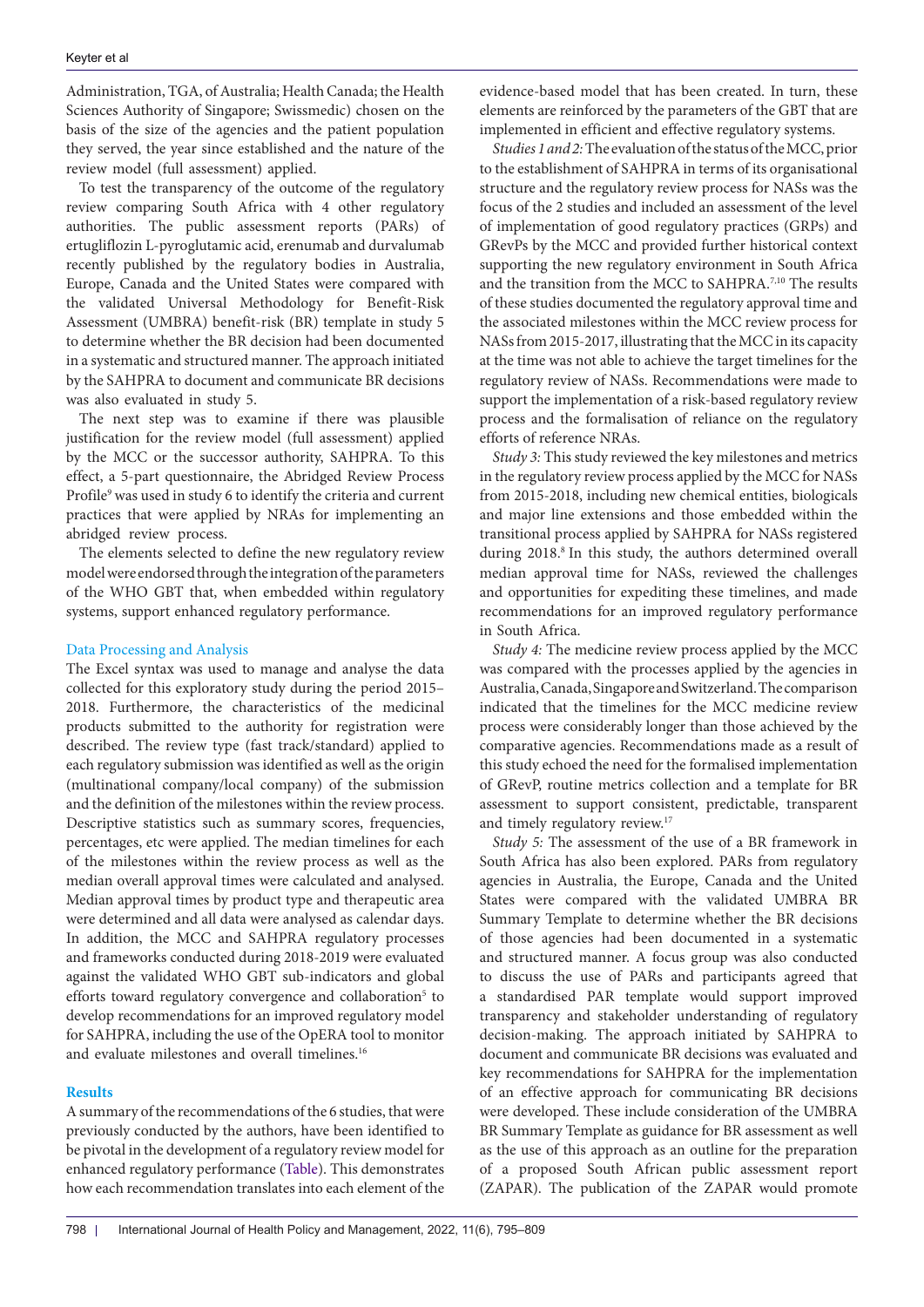Administration, TGA, of Australia; Health Canada; the Health Sciences Authority of Singapore; Swissmedic) chosen on the basis of the size of the agencies and the patient population they served, the year since established and the nature of the review model (full assessment) applied.

To test the transparency of the outcome of the regulatory review comparing South Africa with 4 other regulatory authorities. The public assessment reports (PARs) of ertugliflozin L-pyroglutamic acid, erenumab and durvalumab recently published by the regulatory bodies in Australia, Europe, Canada and the United States were compared with the validated Universal Methodology for Benefit-Risk Assessment (UMBRA) benefit-risk (BR) template in study 5 to determine whether the BR decision had been documented in a systematic and structured manner. The approach initiated by the SAHPRA to document and communicate BR decisions was also evaluated in study 5.

The next step was to examine if there was plausible justification for the review model (full assessment) applied by the MCC or the successor authority, SAHPRA. To this effect, a 5-part questionnaire, the Abridged Review Process Profile[9] was used in study 6 to identify the criteria and current practices that were applied by NRAs for implementing an abridged review process.

The elements selected to define the new regulatory review model were endorsed through the integration of the parameters of the WHO GBT that, when embedded within regulatory systems, support enhanced regulatory performance.

### Data Processing and Analysis

The Excel syntax was used to manage and analyse the data collected for this exploratory study during the period 2015–2018. Furthermore, the characteristics of the medicinal products submitted to the authority for registration were described. The review type (fast track/standard) applied to each regulatory submission was identified as well as the origin (multinational company/local company) of the submission and the definition of the milestones within the review process. Descriptive statistics such as summary scores, frequencies, percentages, etc were applied. The median timelines for each of the milestones within the review process as well as the median overall approval times were calculated and analysed. Median approval times by product type and therapeutic area were determined and all data were analysed as calendar days. In addition, the MCC and SAHPRA regulatory processes and frameworks conducted during 2018-2019 were evaluated against the validated WHO GBT sub-indicators and global efforts toward regulatory convergence and collaboration[5] to develop recommendations for an improved regulatory model for SAHPRA, including the use of the OpERA tool to monitor and evaluate milestones and overall timelines.[16]

## Results

A summary of the recommendations of the 6 studies, that were previously conducted by the authors, have been identified to be pivotal in the development of a regulatory review model for enhanced regulatory performance (Table). This demonstrates how each recommendation translates into each element of the evidence-based model that has been created. In turn, these elements are reinforced by the parameters of the GBT that are implemented in efficient and effective regulatory systems.

*Studies 1 and 2:* The evaluation of the status of the MCC, prior to the establishment of SAHPRA in terms of its organisational structure and the regulatory review process for NASs was the focus of the 2 studies and included an assessment of the level of implementation of good regulatory practices (GRPs) and GRevPs by the MCC and provided further historical context supporting the new regulatory environment in South Africa and the transition from the MCC to SAHPRA.[7,10] The results of these studies documented the regulatory approval time and the associated milestones within the MCC review process for NASs from 2015-2017, illustrating that the MCC in its capacity at the time was not able to achieve the target timelines for the regulatory review of NASs. Recommendations were made to support the implementation of a risk-based regulatory review process and the formalisation of reliance on the regulatory efforts of reference NRAs.

*Study 3:* This study reviewed the key milestones and metrics in the regulatory review process applied by the MCC for NASs from 2015-2018, including new chemical entities, biologicals and major line extensions and those embedded within the transitional process applied by SAHPRA for NASs registered during 2018.[8] In this study, the authors determined overall median approval time for NASs, reviewed the challenges and opportunities for expediting these timelines, and made recommendations for an improved regulatory performance in South Africa.

*Study 4:* The medicine review process applied by the MCC was compared with the processes applied by the agencies in Australia, Canada, Singapore and Switzerland. The comparison indicated that the timelines for the MCC medicine review process were considerably longer than those achieved by the comparative agencies. Recommendations made as a result of this study echoed the need for the formalised implementation of GRevP, routine metrics collection and a template for BR assessment to support consistent, predictable, transparent and timely regulatory review.[17]

*Study 5:* The assessment of the use of a BR framework in South Africa has also been explored. PARs from regulatory agencies in Australia, the Europe, Canada and the United States were compared with the validated UMBRA BR Summary Template to determine whether the BR decisions of those agencies had been documented in a systematic and structured manner. A focus group was also conducted to discuss the use of PARs and participants agreed that a standardised PAR template would support improved transparency and stakeholder understanding of regulatory decision-making. The approach initiated by SAHPRA to document and communicate BR decisions was evaluated and key recommendations for SAHPRA for the implementation of an effective approach for communicating BR decisions were developed. These include consideration of the UMBRA BR Summary Template as guidance for BR assessment as well as the use of this approach as an outline for the preparation of a proposed South African public assessment report (ZAPAR). The publication of the ZAPAR would promote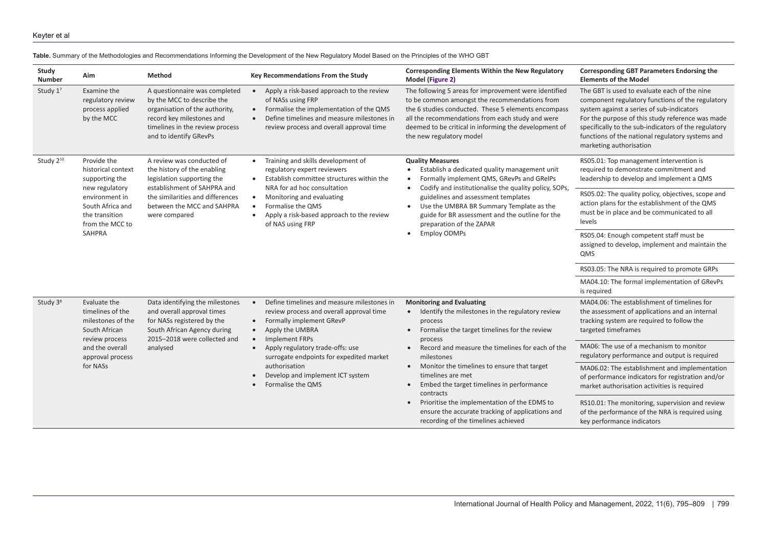**Table.** Summary of the Methodologies and Recommendations Informing the Development of the New Regulatory Model Based on the Principles of the WHO GBT

| Study Number | Aim | Method | Key Recommendations From the Study | Corresponding Elements Within the New Regulatory Model (Figure 2) | Corresponding GBT Parameters Endorsing the Elements of the Model |
|---|---|---|---|---|---|
| Study 1[7] | Examine the regulatory review process applied by the MCC | A questionnaire was completed by the MCC to describe the organisation of the authority, record key milestones and timelines in the review process and to identify GRevPs | • Apply a risk-based approach to the review of NASs using FRP<br>• Formalise the implementation of the QMS<br>• Define timelines and measure milestones in review process and overall approval time | The following 5 areas for improvement were identified to be common amongst the recommendations from the 6 studies conducted. These 5 elements encompass all the recommendations from each study and were deemed to be critical in informing the development of the new regulatory model | The GBT is used to evaluate each of the nine component regulatory functions of the regulatory system against a series of sub-indicators<br>For the purpose of this study reference was made specifically to the sub-indicators of the regulatory functions of the national regulatory systems and marketing authorisation |
| Study 2[10] | Provide the historical context supporting the new regulatory environment in South Africa and the transition from the MCC to SAHPRA | A review was conducted of the history of the enabling legislation supporting the establishment of SAHPRA and the similarities and differences between the MCC and SAHPRA were compared | • Training and skills development of regulatory expert reviewers<br>• Establish committee structures within the NRA for ad hoc consultation<br>• Monitoring and evaluating<br>• Formalise the QMS<br>• Apply a risk-based approach to the review of NAS using FRP | **Quality Measures**<br>• Establish a dedicated quality management unit<br>• Formally implement QMS, GRevPs and GRelPs<br>• Codify and institutionalise the quality policy, SOPs, guidelines and assessment templates<br>• Use the UMBRA BR Summary Template as the guide for BR assessment and the outline for the preparation of the ZAPAR<br>• Employ ODMPs | RS05.01: Top management intervention is required to demonstrate commitment and leadership to develop and implement a QMS<br><br>RS05.02: The quality policy, objectives, scope and action plans for the establishment of the QMS must be in place and be communicated to all levels<br><br>RS05.04: Enough competent staff must be assigned to develop, implement and maintain the QMS<br><br>RS03.05: The NRA is required to promote GRPs<br><br>MA04.10: The formal implementation of GRevPs is required |
| Study 3[8] | Evaluate the timelines of the milestones of the South African review process and the overall approval process for NASs | Data identifying the milestones and overall approval times for NASs registered by the South African Agency during 2015–2018 were collected and analysed | • Define timelines and measure milestones in review process and overall approval time<br>• Formally implement GRevP<br>• Apply the UMBRA<br>• Implement FRPs<br>• Apply regulatory trade-offs: use surrogate endpoints for expedited market authorisation<br>• Develop and implement ICT system<br>• Formalise the QMS | **Monitoring and Evaluating**<br>• Identify the milestones in the regulatory review process<br>• Formalise the target timelines for the review process<br>• Record and measure the timelines for each of the milestones<br>• Monitor the timelines to ensure that target timelines are met<br>• Embed the target timelines in performance contracts<br>• Prioritise the implementation of the EDMS to ensure the accurate tracking of applications and recording of the timelines achieved | MA04.06: The establishment of timelines for the assessment of applications and an internal tracking system are required to follow the targeted timeframes<br><br>MA06: The use of a mechanism to monitor regulatory performance and output is required<br><br>MA06.02: The establishment and implementation of performance indicators for registration and/or market authorisation activities is required<br><br>RS10.01: The monitoring, supervision and review of the performance of the NRA is required using key performance indicators |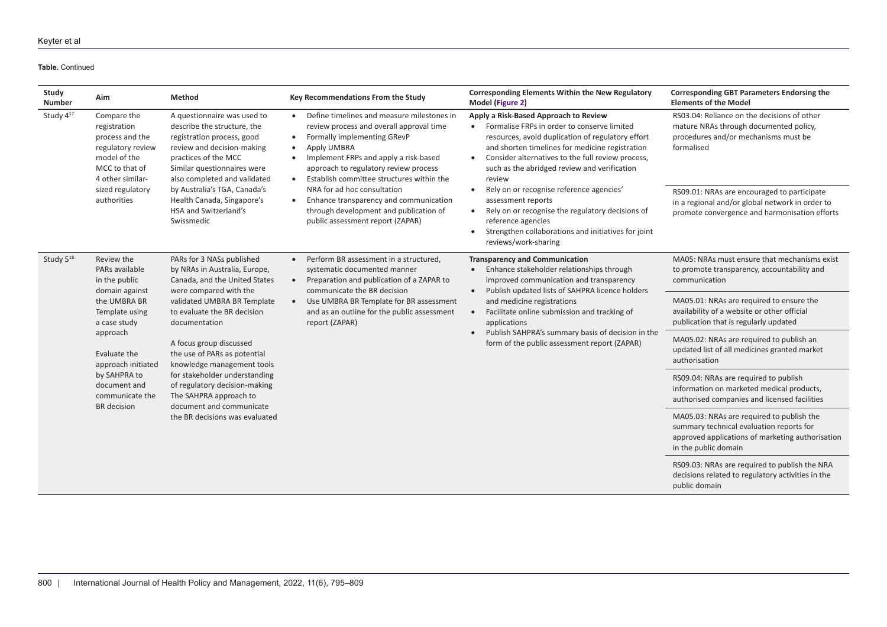**Table.** Continued

| Study Number | Aim | Method | Key Recommendations From the Study | Corresponding Elements Within the New Regulatory Model (Figure 2) | Corresponding GBT Parameters Endorsing the Elements of the Model |
|---|---|---|---|---|---|
| Study 4[17] | Compare the registration process and the regulatory review model of the MCC to that of 4 other similar-sized regulatory authorities | A questionnaire was used to describe the structure, the registration process, good review and decision-making practices of the MCC<br>Similar questionnaires were also completed and validated by Australia's TGA, Canada's Health Canada, Singapore's HSA and Switzerland's Swissmedic | • Define timelines and measure milestones in review process and overall approval time<br>• Formally implementing GRevP<br>• Apply UMBRA<br>• Implement FRPs and apply a risk-based approach to regulatory review process<br>• Establish committee structures within the NRA for ad hoc consultation<br>• Enhance transparency and communication through development and publication of public assessment report (ZAPAR) | **Apply a Risk-Based Approach to Review**<br>• Formalise FRPs in order to conserve limited resources, avoid duplication of regulatory effort and shorten timelines for medicine registration<br>• Consider alternatives to the full review process, such as the abridged review and verification review<br>• Rely on or recognise reference agencies' assessment reports<br>• Rely on or recognise the regulatory decisions of reference agencies<br>• Strengthen collaborations and initiatives for joint reviews/work-sharing | RS03.04: Reliance on the decisions of other mature NRAs through documented policy, procedures and/or mechanisms must be formalised<br><br>RS09.01: NRAs are encouraged to participate in a regional and/or global network in order to promote convergence and harmonisation efforts |
| Study 5[18] | Review the PARs available in the public domain against the UMBRA BR Template using a case study approach<br><br>Evaluate the approach initiated by SAHPRA to document and communicate the BR decision | PARs for 3 NASs published by NRAs in Australia, Europe, Canada, and the United States were compared with the validated UMBRA BR Template to evaluate the BR decision documentation<br><br>A focus group discussed the use of PARs as potential knowledge management tools for stakeholder understanding of regulatory decision-making The SAHPRA approach to document and communicate the BR decisions was evaluated | • Perform BR assessment in a structured, systematic documented manner<br>• Preparation and publication of a ZAPAR to communicate the BR decision<br>• Use UMBRA BR Template for BR assessment and as an outline for the public assessment report (ZAPAR) | **Transparency and Communication**<br>• Enhance stakeholder relationships through improved communication and transparency<br>• Publish updated lists of SAHPRA licence holders and medicine registrations<br>• Facilitate online submission and tracking of applications<br>• Publish SAHPRA's summary basis of decision in the form of the public assessment report (ZAPAR) | MA05: NRAs must ensure that mechanisms exist to promote transparency, accountability and communication<br><br>MA05.01: NRAs are required to ensure the availability of a website or other official publication that is regularly updated<br><br>MA05.02: NRAs are required to publish an updated list of all medicines granted market authorisation<br><br>RS09.04: NRAs are required to publish information on marketed medical products, authorised companies and licensed facilities<br><br>MA05.03: NRAs are required to publish the summary technical evaluation reports for approved applications of marketing authorisation in the public domain<br><br>RS09.03: NRAs are required to publish the NRA decisions related to regulatory activities in the public domain |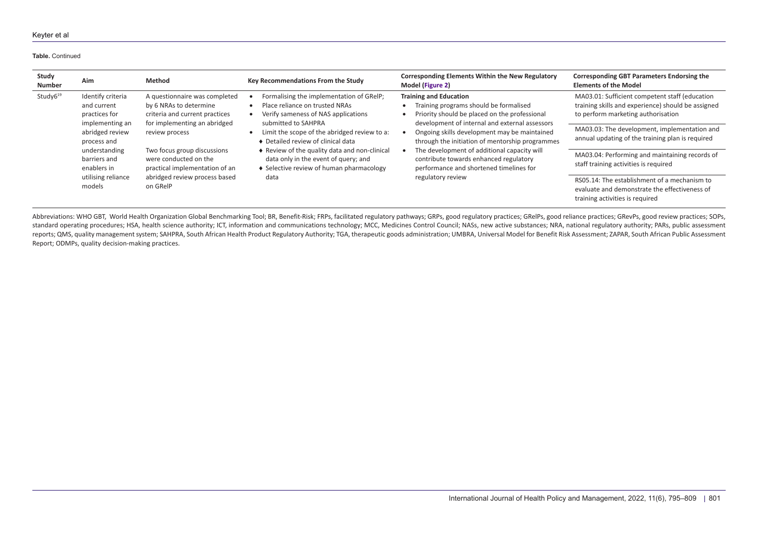**Table.** Continued

| Study Number | Aim | Method | Key Recommendations From the Study | Corresponding Elements Within the New Regulatory Model (Figure 2) | Corresponding GBT Parameters Endorsing the Elements of the Model |
|---|---|---|---|---|---|
| Study6[19] | Identify criteria and current practices for implementing an abridged review process and understanding barriers and enablers in utilising reliance models | A questionnaire was completed by 6 NRAs to determine criteria and current practices for implementing an abridged review process<br><br>Two focus group discussions were conducted on the practical implementation of an abridged review process based on GRelP | • Formalising the implementation of GRelP;<br>• Place reliance on trusted NRAs<br>• Verify sameness of NAS applications submitted to SAHPRA<br>• Limit the scope of the abridged review to a:<br>♦ Detailed review of clinical data<br>♦ Review of the quality data and non-clinical data only in the event of query; and<br>♦ Selective review of human pharmacology data | **Training and Education**<br>• Training programs should be formalised<br>• Priority should be placed on the professional development of internal and external assessors<br>• Ongoing skills development may be maintained through the initiation of mentorship programmes<br>• The development of additional capacity will contribute towards enhanced regulatory performance and shortened timelines for regulatory review | MA03.01: Sufficient competent staff (education training skills and experience) should be assigned to perform marketing authorisation<br><br>MA03.03: The development, implementation and annual updating of the training plan is required<br><br>MA03.04: Performing and maintaining records of staff training activities is required<br><br>RS05.14: The establishment of a mechanism to evaluate and demonstrate the effectiveness of training activities is required |

Abbreviations: WHO GBT, World Health Organization Global Benchmarking Tool; BR, Benefit-Risk; FRPs, facilitated regulatory pathways; GRPs, good regulatory practices; GRelPs, good reliance practices; GRevPs, good review practices; SOPs, standard operating procedures; HSA, health science authority; ICT, information and communications technology; MCC, Medicines Control Council; NASs, new active substances; NRA, national regulatory authority; PARs, public assessment reports; QMS, quality management system; SAHPRA, South African Health Product Regulatory Authority; TGA, therapeutic goods administration; UMBRA, Universal Model for Benefit Risk Assessment; ZAPAR, South African Public Assessment Report; ODMPs, quality decision-making practices.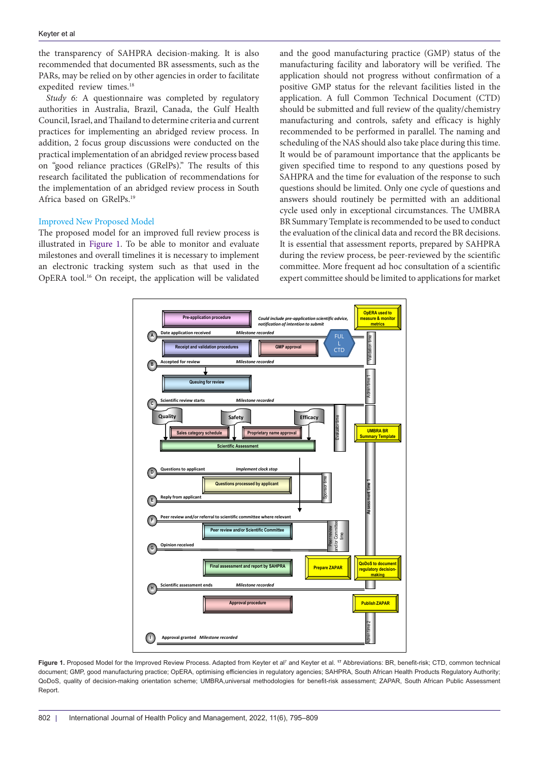the transparency of SAHPRA decision-making. It is also recommended that documented BR assessments, such as the PARs, may be relied on by other agencies in order to facilitate expedited review times.[18]

*Study 6:* A questionnaire was completed by regulatory authorities in Australia, Brazil, Canada, the Gulf Health Council, Israel, and Thailand to determine criteria and current practices for implementing an abridged review process. In addition, 2 focus group discussions were conducted on the practical implementation of an abridged review process based on "good reliance practices (GRelPs)." The results of this research facilitated the publication of recommendations for the implementation of an abridged review process in South Africa based on GRelPs.[19]

### Improved New Proposed Model

The proposed model for an improved full review process is illustrated in Figure 1. To be able to monitor and evaluate milestones and overall timelines it is necessary to implement an electronic tracking system such as that used in the OpERA tool.[16] On receipt, the application will be validated and the good manufacturing practice (GMP) status of the manufacturing facility and laboratory will be verified. The application should not progress without confirmation of a positive GMP status for the relevant facilities listed in the application. A full Common Technical Document (CTD) should be submitted and full review of the quality/chemistry manufacturing and controls, safety and efficacy is highly recommended to be performed in parallel. The naming and scheduling of the NAS should also take place during this time. It would be of paramount importance that the applicants be given specified time to respond to any questions posed by SAHPRA and the time for evaluation of the response to such questions should be limited. Only one cycle of questions and answers should routinely be permitted with an additional cycle used only in exceptional circumstances. The UMBRA BR Summary Template is recommended to be used to conduct the evaluation of the clinical data and record the BR decisions. It is essential that assessment reports, prepared by SAHPRA during the review process, be peer-reviewed by the scientific committee. More frequent ad hoc consultation of a scientific expert committee should be limited to applications for market

**Figure 1.** Proposed Model for the Improved Review Process. Adapted from Keyter et al[7] and Keyter et al. [17] Abbreviations: BR, benefit-risk; CTD, common technical document; GMP, good manufacturing practice; OpERA, optimising efficiencies in regulatory agencies; SAHPRA, South African Health Products Regulatory Authority; QoDoS, quality of decision-making orientation scheme; UMBRA,universal methodologies for benefit-risk assessment; ZAPAR, South African Public Assessment Report.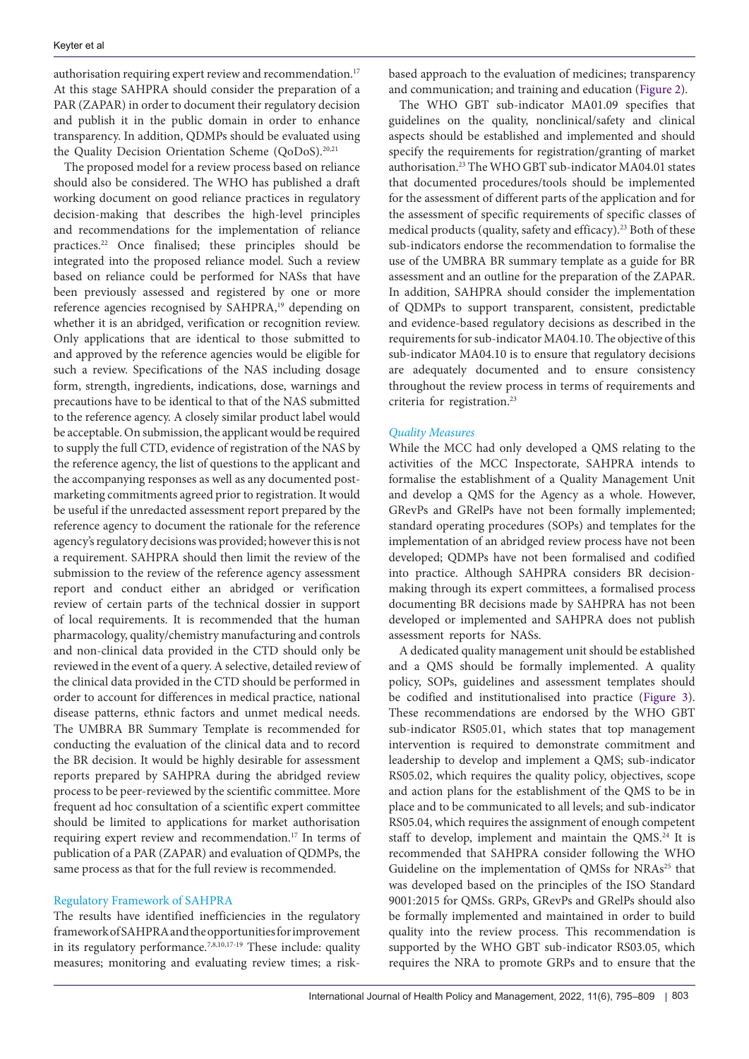authorisation requiring expert review and recommendation.[17] At this stage SAHPRA should consider the preparation of a PAR (ZAPAR) in order to document their regulatory decision and publish it in the public domain in order to enhance transparency. In addition, QDMPs should be evaluated using the Quality Decision Orientation Scheme (QoDoS).[20,21]

The proposed model for a review process based on reliance should also be considered. The WHO has published a draft working document on good reliance practices in regulatory decision-making that describes the high-level principles and recommendations for the implementation of reliance practices.[22] Once finalised; these principles should be integrated into the proposed reliance model. Such a review based on reliance could be performed for NASs that have been previously assessed and registered by one or more reference agencies recognised by SAHPRA,[19] depending on whether it is an abridged, verification or recognition review. Only applications that are identical to those submitted to and approved by the reference agencies would be eligible for such a review. Specifications of the NAS including dosage form, strength, ingredients, indications, dose, warnings and precautions have to be identical to that of the NAS submitted to the reference agency. A closely similar product label would be acceptable. On submission, the applicant would be required to supply the full CTD, evidence of registration of the NAS by the reference agency, the list of questions to the applicant and the accompanying responses as well as any documented post-marketing commitments agreed prior to registration. It would be useful if the unredacted assessment report prepared by the reference agency to document the rationale for the reference agency's regulatory decisions was provided; however this is not a requirement. SAHPRA should then limit the review of the submission to the review of the reference agency assessment report and conduct either an abridged or verification review of certain parts of the technical dossier in support of local requirements. It is recommended that the human pharmacology, quality/chemistry manufacturing and controls and non-clinical data provided in the CTD should only be reviewed in the event of a query. A selective, detailed review of the clinical data provided in the CTD should be performed in order to account for differences in medical practice, national disease patterns, ethnic factors and unmet medical needs. The UMBRA BR Summary Template is recommended for conducting the evaluation of the clinical data and to record the BR decision. It would be highly desirable for assessment reports prepared by SAHPRA during the abridged review process to be peer-reviewed by the scientific committee. More frequent ad hoc consultation of a scientific expert committee should be limited to applications for market authorisation requiring expert review and recommendation.[17] In terms of publication of a PAR (ZAPAR) and evaluation of QDMPs, the same process as that for the full review is recommended.

## Regulatory Framework of SAHPRA

The results have identified inefficiencies in the regulatory framework of SAHPRA and the opportunities for improvement in its regulatory performance.[7,8,10,17-19] These include: quality measures; monitoring and evaluating review times; a risk-based approach to the evaluation of medicines; transparency and communication; and training and education (Figure 2).

The WHO GBT sub-indicator MA01.09 specifies that guidelines on the quality, nonclinical/safety and clinical aspects should be established and implemented and should specify the requirements for registration/granting of market authorisation.[23] The WHO GBT sub-indicator MA04.01 states that documented procedures/tools should be implemented for the assessment of different parts of the application and for the assessment of specific requirements of specific classes of medical products (quality, safety and efficacy).[23] Both of these sub-indicators endorse the recommendation to formalise the use of the UMBRA BR summary template as a guide for BR assessment and an outline for the preparation of the ZAPAR. In addition, SAHPRA should consider the implementation of QDMPs to support transparent, consistent, predictable and evidence-based regulatory decisions as described in the requirements for sub-indicator MA04.10. The objective of this sub-indicator MA04.10 is to ensure that regulatory decisions are adequately documented and to ensure consistency throughout the review process in terms of requirements and criteria for registration.[23]

### *Quality Measures*

While the MCC had only developed a QMS relating to the activities of the MCC Inspectorate, SAHPRA intends to formalise the establishment of a Quality Management Unit and develop a QMS for the Agency as a whole. However, GRevPs and GRelPs have not been formally implemented; standard operating procedures (SOPs) and templates for the implementation of an abridged review process have not been developed; QDMPs have not been formalised and codified into practice. Although SAHPRA considers BR decision-making through its expert committees, a formalised process documenting BR decisions made by SAHPRA has not been developed or implemented and SAHPRA does not publish assessment reports for NASs.

A dedicated quality management unit should be established and a QMS should be formally implemented. A quality policy, SOPs, guidelines and assessment templates should be codified and institutionalised into practice (Figure 3). These recommendations are endorsed by the WHO GBT sub-indicator RS05.01, which states that top management intervention is required to demonstrate commitment and leadership to develop and implement a QMS; sub-indicator RS05.02, which requires the quality policy, objectives, scope and action plans for the establishment of the QMS to be in place and to be communicated to all levels; and sub-indicator RS05.04, which requires the assignment of enough competent staff to develop, implement and maintain the QMS.[24] It is recommended that SAHPRA consider following the WHO Guideline on the implementation of QMSs for NRAs[25] that was developed based on the principles of the ISO Standard 9001:2015 for QMSs. GRPs, GRevPs and GRelPs should also be formally implemented and maintained in order to build quality into the review process. This recommendation is supported by the WHO GBT sub-indicator RS03.05, which requires the NRA to promote GRPs and to ensure that the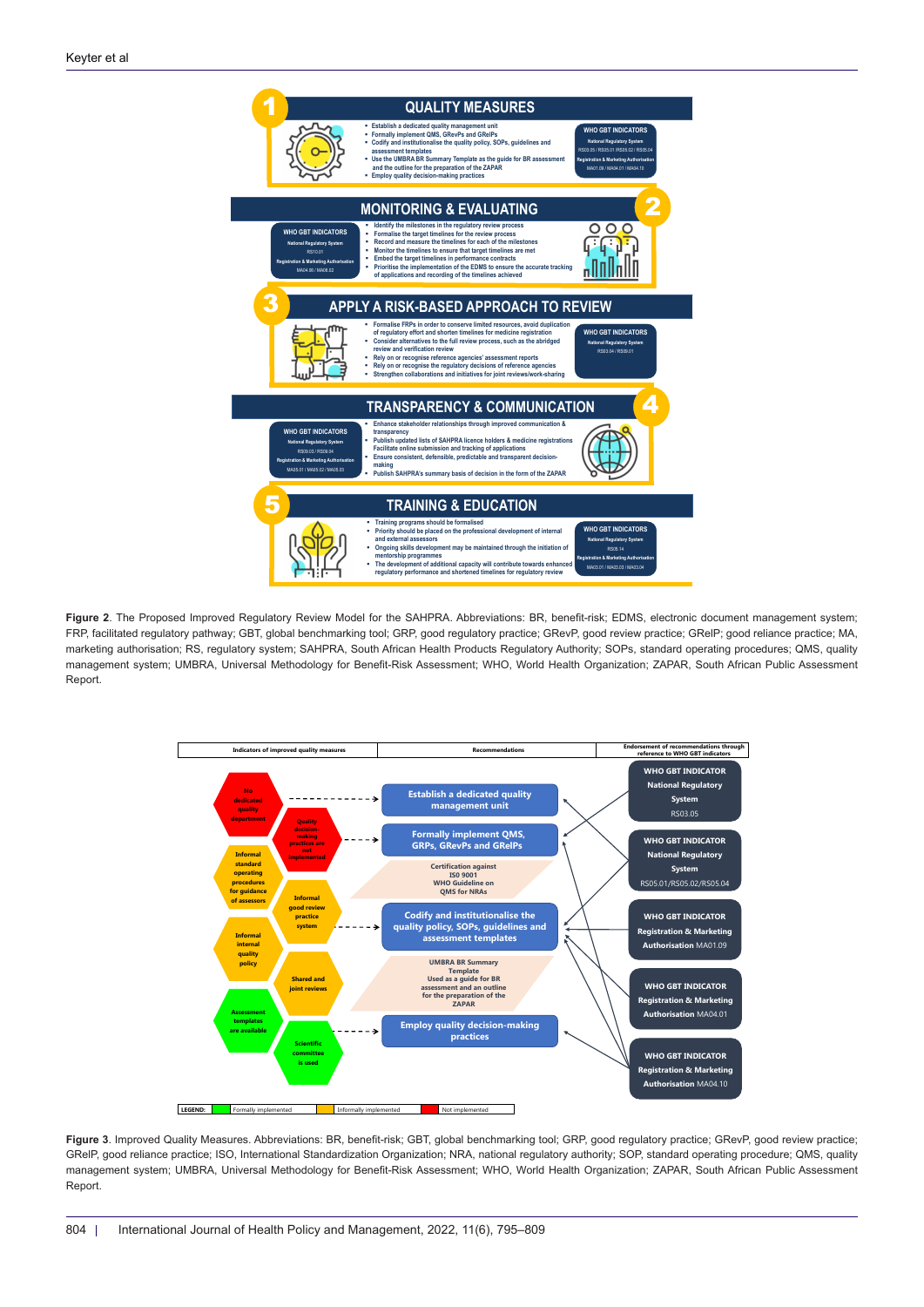**Figure 2**. The Proposed Improved Regulatory Review Model for the SAHPRA. Abbreviations: BR, benefit-risk; EDMS, electronic document management system; FRP, facilitated regulatory pathway; GBT, global benchmarking tool; GRP, good regulatory practice; GRevP, good review practice; GRelP; good reliance practice; MA, marketing authorisation; RS, regulatory system; SAHPRA, South African Health Products Regulatory Authority; SOPs, standard operating procedures; QMS, quality management system; UMBRA, Universal Methodology for Benefit-Risk Assessment; WHO, World Health Organization; ZAPAR, South African Public Assessment Report.

**Figure 3**. Improved Quality Measures. Abbreviations: BR, benefit-risk; GBT, global benchmarking tool; GRP, good regulatory practice; GRevP, good review practice; GRelP, good reliance practice; ISO, International Standardization Organization; NRA, national regulatory authority; SOP, standard operating procedure; QMS, quality management system; UMBRA, Universal Methodology for Benefit-Risk Assessment; WHO, World Health Organization; ZAPAR, South African Public Assessment Report.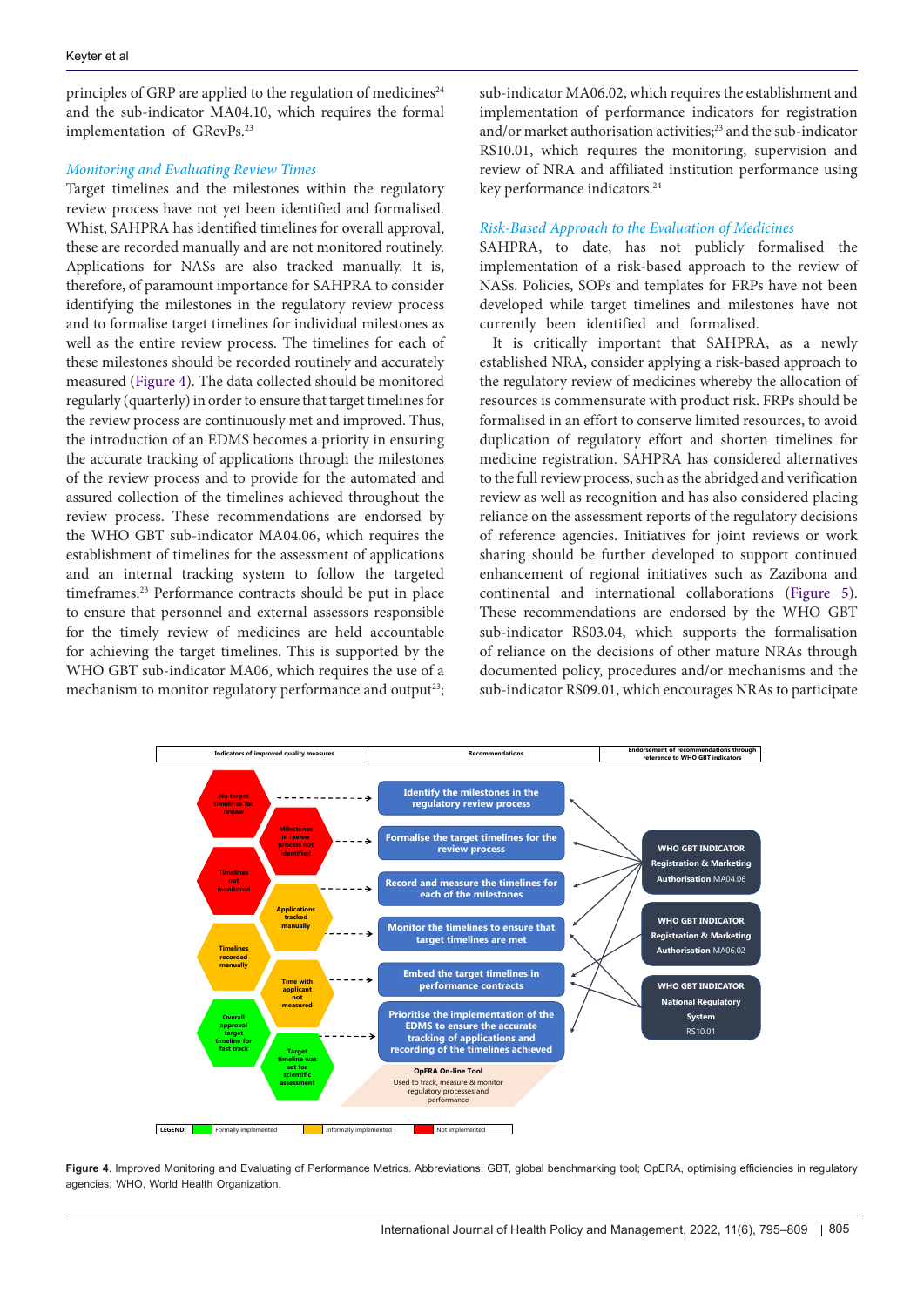principles of GRP are applied to the regulation of medicines[24] and the sub-indicator MA04.10, which requires the formal implementation of GRevPs.[23]

### *Monitoring and Evaluating Review Times*

Target timelines and the milestones within the regulatory review process have not yet been identified and formalised. Whist, SAHPRA has identified timelines for overall approval, these are recorded manually and are not monitored routinely. Applications for NASs are also tracked manually. It is, therefore, of paramount importance for SAHPRA to consider identifying the milestones in the regulatory review process and to formalise target timelines for individual milestones as well as the entire review process. The timelines for each of these milestones should be recorded routinely and accurately measured (Figure 4). The data collected should be monitored regularly (quarterly) in order to ensure that target timelines for the review process are continuously met and improved. Thus, the introduction of an EDMS becomes a priority in ensuring the accurate tracking of applications through the milestones of the review process and to provide for the automated and assured collection of the timelines achieved throughout the review process. These recommendations are endorsed by the WHO GBT sub-indicator MA04.06, which requires the establishment of timelines for the assessment of applications and an internal tracking system to follow the targeted timeframes.[23] Performance contracts should be put in place to ensure that personnel and external assessors responsible for the timely review of medicines are held accountable for achieving the target timelines. This is supported by the WHO GBT sub-indicator MA06, which requires the use of a mechanism to monitor regulatory performance and output[23]; sub-indicator MA06.02, which requires the establishment and implementation of performance indicators for registration and/or market authorisation activities;[23] and the sub-indicator RS10.01, which requires the monitoring, supervision and review of NRA and affiliated institution performance using key performance indicators.[24]

### *Risk-Based Approach to the Evaluation of Medicines*

SAHPRA, to date, has not publicly formalised the implementation of a risk-based approach to the review of NASs. Policies, SOPs and templates for FRPs have not been developed while target timelines and milestones have not currently been identified and formalised.

It is critically important that SAHPRA, as a newly established NRA, consider applying a risk-based approach to the regulatory review of medicines whereby the allocation of resources is commensurate with product risk. FRPs should be formalised in an effort to conserve limited resources, to avoid duplication of regulatory effort and shorten timelines for medicine registration. SAHPRA has considered alternatives to the full review process, such as the abridged and verification review as well as recognition and has also considered placing reliance on the assessment reports of the regulatory decisions of reference agencies. Initiatives for joint reviews or work sharing should be further developed to support continued enhancement of regional initiatives such as Zazibona and continental and international collaborations (Figure 5). These recommendations are endorsed by the WHO GBT sub-indicator RS03.04, which supports the formalisation of reliance on the decisions of other mature NRAs through documented policy, procedures and/or mechanisms and the sub-indicator RS09.01, which encourages NRAs to participate

| Indicators of improved quality measures | Recommendations | Endorsement of recommendations through reference to WHO GBT indicators |
|---|---|---|
| No target timelines for review | Identify the milestones in the regulatory review process | WHO GBT INDICATOR Registration & Marketing Authorisation MA04.06 |
| Milestones in review process not identified | Formalise the target timelines for the review process | WHO GBT INDICATOR Registration & Marketing Authorisation MA06.02 |
| Timelines not monitored | Record and measure the timelines for each of the milestones | WHO GBT INDICATOR National Regulatory System RS10.01 |
| Applications tracked manually | Monitor the timelines to ensure that target timelines are met | |
| Timelines recorded manually | Embed the target timelines in performance contracts | |
| Time with applicant not measured | Prioritise the implementation of the EDMS to ensure the accurate tracking of applications and recording of the timelines achieved | |
| Overall approval target timeline for fast track; Target timeline was set for scientific assessment | OpERA On-line Tool: Used to track, measure & monitor regulatory processes and performance | |

LEGEND: Formally implemented; Informally implemented; Not implemented

**Figure 4**. Improved Monitoring and Evaluating of Performance Metrics. Abbreviations: GBT, global benchmarking tool; OpERA, optimising efficiencies in regulatory agencies; WHO, World Health Organization.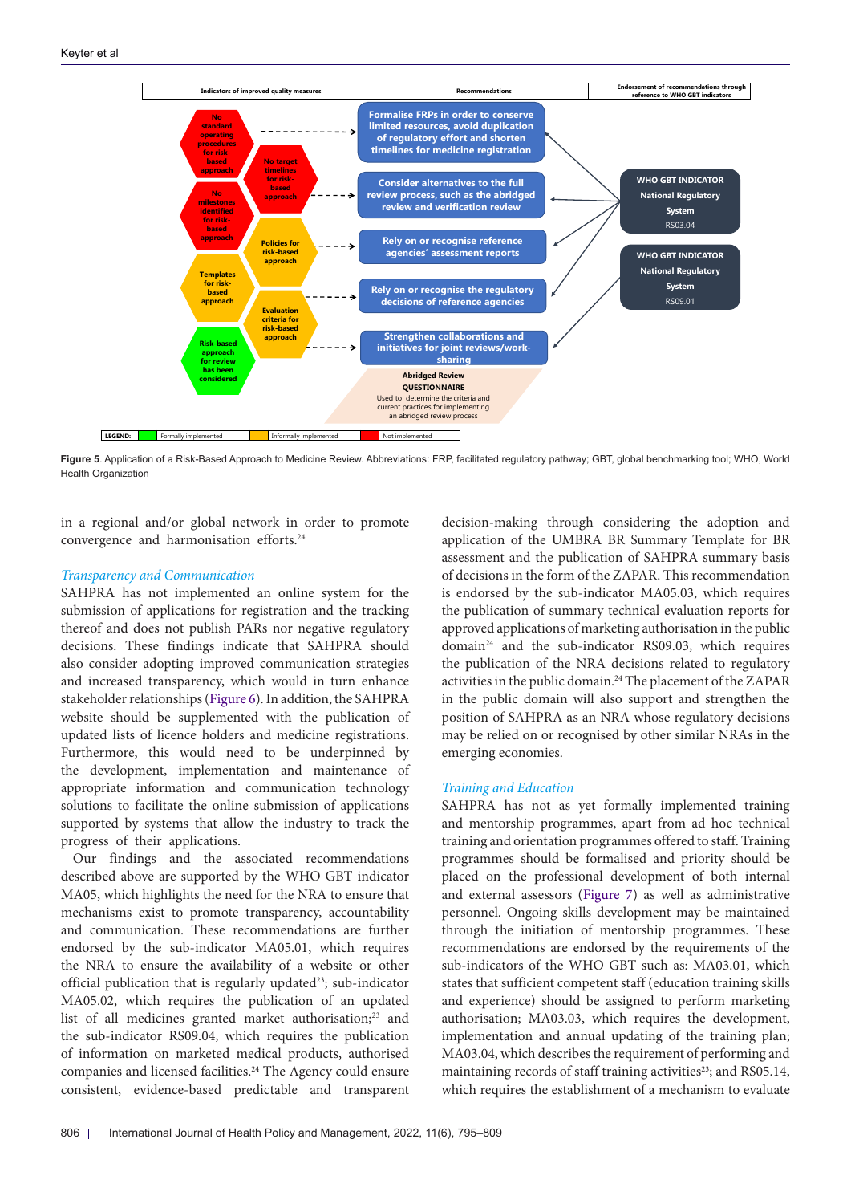**Figure 5**. Application of a Risk-Based Approach to Medicine Review. Abbreviations: FRP, facilitated regulatory pathway; GBT, global benchmarking tool; WHO, World Health Organization

in a regional and/or global network in order to promote convergence and harmonisation efforts.[24]

*Transparency and Communication*

SAHPRA has not implemented an online system for the submission of applications for registration and the tracking thereof and does not publish PARs nor negative regulatory decisions. These findings indicate that SAHPRA should also consider adopting improved communication strategies and increased transparency, which would in turn enhance stakeholder relationships (Figure 6). In addition, the SAHPRA website should be supplemented with the publication of updated lists of licence holders and medicine registrations. Furthermore, this would need to be underpinned by the development, implementation and maintenance of appropriate information and communication technology solutions to facilitate the online submission of applications supported by systems that allow the industry to track the progress of their applications.

Our findings and the associated recommendations described above are supported by the WHO GBT indicator MA05, which highlights the need for the NRA to ensure that mechanisms exist to promote transparency, accountability and communication. These recommendations are further endorsed by the sub-indicator MA05.01, which requires the NRA to ensure the availability of a website or other official publication that is regularly updated[23]; sub-indicator MA05.02, which requires the publication of an updated list of all medicines granted market authorisation;[23] and the sub-indicator RS09.04, which requires the publication of information on marketed medical products, authorised companies and licensed facilities.[24] The Agency could ensure consistent, evidence-based predictable and transparent decision-making through considering the adoption and application of the UMBRA BR Summary Template for BR assessment and the publication of SAHPRA summary basis of decisions in the form of the ZAPAR. This recommendation is endorsed by the sub-indicator MA05.03, which requires the publication of summary technical evaluation reports for approved applications of marketing authorisation in the public domain[24] and the sub-indicator RS09.03, which requires the publication of the NRA decisions related to regulatory activities in the public domain.[24] The placement of the ZAPAR in the public domain will also support and strengthen the position of SAHPRA as an NRA whose regulatory decisions may be relied on or recognised by other similar NRAs in the emerging economies.

*Training and Education*

SAHPRA has not as yet formally implemented training and mentorship programmes, apart from ad hoc technical training and orientation programmes offered to staff. Training programmes should be formalised and priority should be placed on the professional development of both internal and external assessors (Figure 7) as well as administrative personnel. Ongoing skills development may be maintained through the initiation of mentorship programmes. These recommendations are endorsed by the sub-indicators of the WHO GBT such as: MA03.01, which states that sufficient competent staff (education training skills and experience) should be assigned to perform marketing authorisation; MA03.03, which requires the development, implementation and annual updating of the training plan; MA03.04, which describes the requirement of performing and maintaining records of staff training activities[23]; and RS05.14, which requires the establishment of a mechanism to evaluate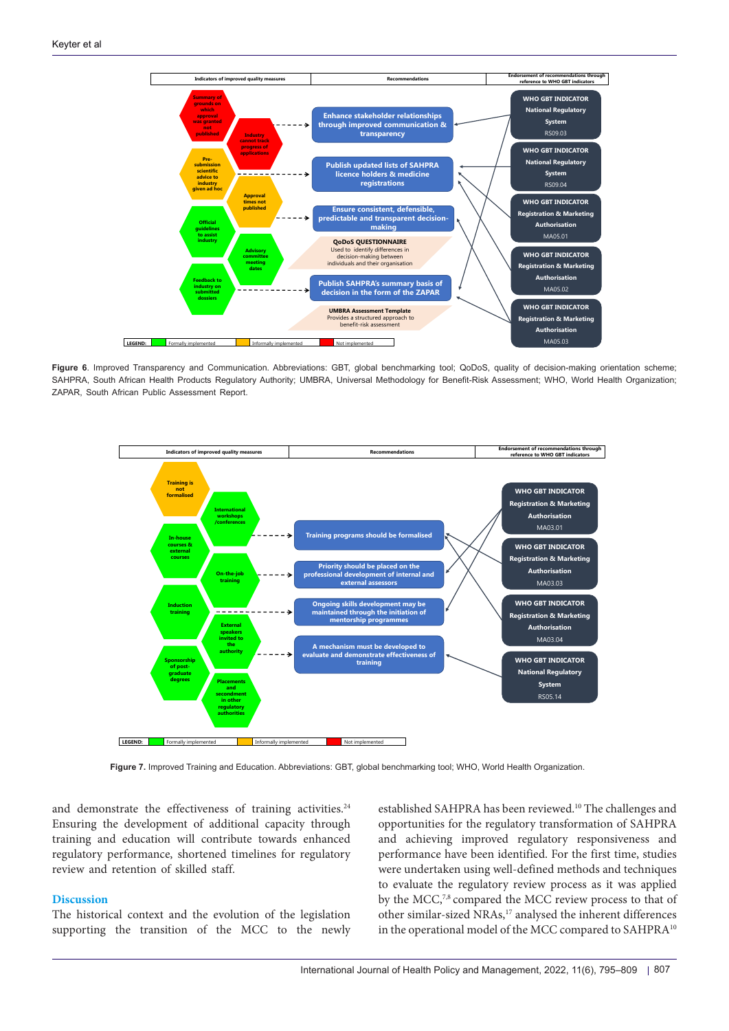**Figure 6**. Improved Transparency and Communication. Abbreviations: GBT, global benchmarking tool; QoDoS, quality of decision-making orientation scheme; SAHPRA, South African Health Products Regulatory Authority; UMBRA, Universal Methodology for Benefit-Risk Assessment; WHO, World Health Organization; ZAPAR, South African Public Assessment Report.

**Figure 7.** Improved Training and Education. Abbreviations: GBT, global benchmarking tool; WHO, World Health Organization.

and demonstrate the effectiveness of training activities.[24] Ensuring the development of additional capacity through training and education will contribute towards enhanced regulatory performance, shortened timelines for regulatory review and retention of skilled staff.

## Discussion

The historical context and the evolution of the legislation supporting the transition of the MCC to the newly established SAHPRA has been reviewed.[10] The challenges and opportunities for the regulatory transformation of SAHPRA and achieving improved regulatory responsiveness and performance have been identified. For the first time, studies were undertaken using well-defined methods and techniques to evaluate the regulatory review process as it was applied by the MCC,[7,8] compared the MCC review process to that of other similar-sized NRAs,[17] analysed the inherent differences in the operational model of the MCC compared to SAHPRA[10]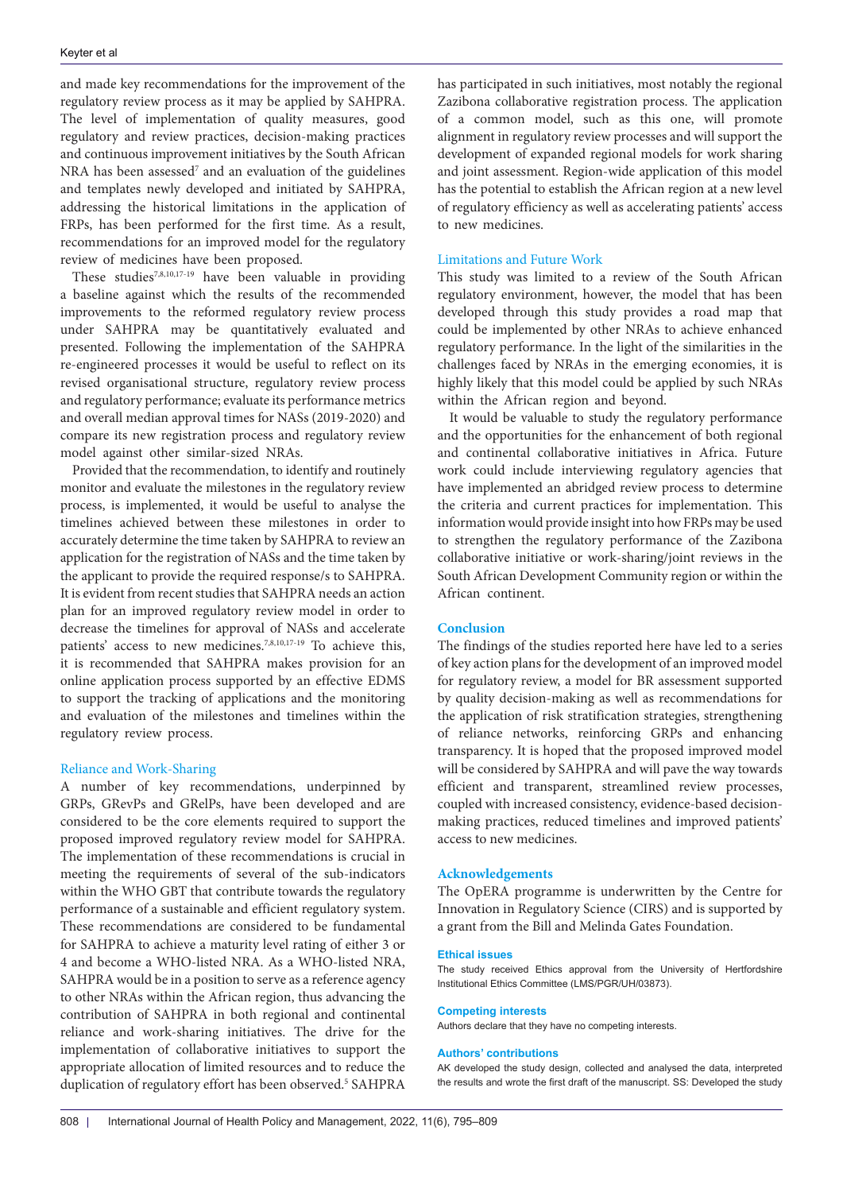and made key recommendations for the improvement of the regulatory review process as it may be applied by SAHPRA. The level of implementation of quality measures, good regulatory and review practices, decision-making practices and continuous improvement initiatives by the South African NRA has been assessed[7] and an evaluation of the guidelines and templates newly developed and initiated by SAHPRA, addressing the historical limitations in the application of FRPs, has been performed for the first time. As a result, recommendations for an improved model for the regulatory review of medicines have been proposed.

These studies[7,8,10,17-19] have been valuable in providing a baseline against which the results of the recommended improvements to the reformed regulatory review process under SAHPRA may be quantitatively evaluated and presented. Following the implementation of the SAHPRA re-engineered processes it would be useful to reflect on its revised organisational structure, regulatory review process and regulatory performance; evaluate its performance metrics and overall median approval times for NASs (2019-2020) and compare its new registration process and regulatory review model against other similar-sized NRAs.

Provided that the recommendation, to identify and routinely monitor and evaluate the milestones in the regulatory review process, is implemented, it would be useful to analyse the timelines achieved between these milestones in order to accurately determine the time taken by SAHPRA to review an application for the registration of NASs and the time taken by the applicant to provide the required response/s to SAHPRA. It is evident from recent studies that SAHPRA needs an action plan for an improved regulatory review model in order to decrease the timelines for approval of NASs and accelerate patients' access to new medicines.[7,8,10,17-19] To achieve this, it is recommended that SAHPRA makes provision for an online application process supported by an effective EDMS to support the tracking of applications and the monitoring and evaluation of the milestones and timelines within the regulatory review process.

### Reliance and Work-Sharing

A number of key recommendations, underpinned by GRPs, GRevPs and GRelPs, have been developed and are considered to be the core elements required to support the proposed improved regulatory review model for SAHPRA. The implementation of these recommendations is crucial in meeting the requirements of several of the sub-indicators within the WHO GBT that contribute towards the regulatory performance of a sustainable and efficient regulatory system. These recommendations are considered to be fundamental for SAHPRA to achieve a maturity level rating of either 3 or 4 and become a WHO-listed NRA. As a WHO-listed NRA, SAHPRA would be in a position to serve as a reference agency to other NRAs within the African region, thus advancing the contribution of SAHPRA in both regional and continental reliance and work-sharing initiatives. The drive for the implementation of collaborative initiatives to support the appropriate allocation of limited resources and to reduce the duplication of regulatory effort has been observed.[5] SAHPRA has participated in such initiatives, most notably the regional Zazibona collaborative registration process. The application of a common model, such as this one, will promote alignment in regulatory review processes and will support the development of expanded regional models for work sharing and joint assessment. Region-wide application of this model has the potential to establish the African region at a new level of regulatory efficiency as well as accelerating patients' access to new medicines.

### Limitations and Future Work

This study was limited to a review of the South African regulatory environment, however, the model that has been developed through this study provides a road map that could be implemented by other NRAs to achieve enhanced regulatory performance. In the light of the similarities in the challenges faced by NRAs in the emerging economies, it is highly likely that this model could be applied by such NRAs within the African region and beyond.

It would be valuable to study the regulatory performance and the opportunities for the enhancement of both regional and continental collaborative initiatives in Africa. Future work could include interviewing regulatory agencies that have implemented an abridged review process to determine the criteria and current practices for implementation. This information would provide insight into how FRPs may be used to strengthen the regulatory performance of the Zazibona collaborative initiative or work-sharing/joint reviews in the South African Development Community region or within the African continent.

## Conclusion

The findings of the studies reported here have led to a series of key action plans for the development of an improved model for regulatory review, a model for BR assessment supported by quality decision-making as well as recommendations for the application of risk stratification strategies, strengthening of reliance networks, reinforcing GRPs and enhancing transparency. It is hoped that the proposed improved model will be considered by SAHPRA and will pave the way towards efficient and transparent, streamlined review processes, coupled with increased consistency, evidence-based decision-making practices, reduced timelines and improved patients' access to new medicines.

## Acknowledgements

The OpERA programme is underwritten by the Centre for Innovation in Regulatory Science (CIRS) and is supported by a grant from the Bill and Melinda Gates Foundation.

### Ethical issues

The study received Ethics approval from the University of Hertfordshire Institutional Ethics Committee (LMS/PGR/UH/03873).

### Competing interests

Authors declare that they have no competing interests.

### Authors' contributions

AK developed the study design, collected and analysed the data, interpreted the results and wrote the first draft of the manuscript. SS: Developed the study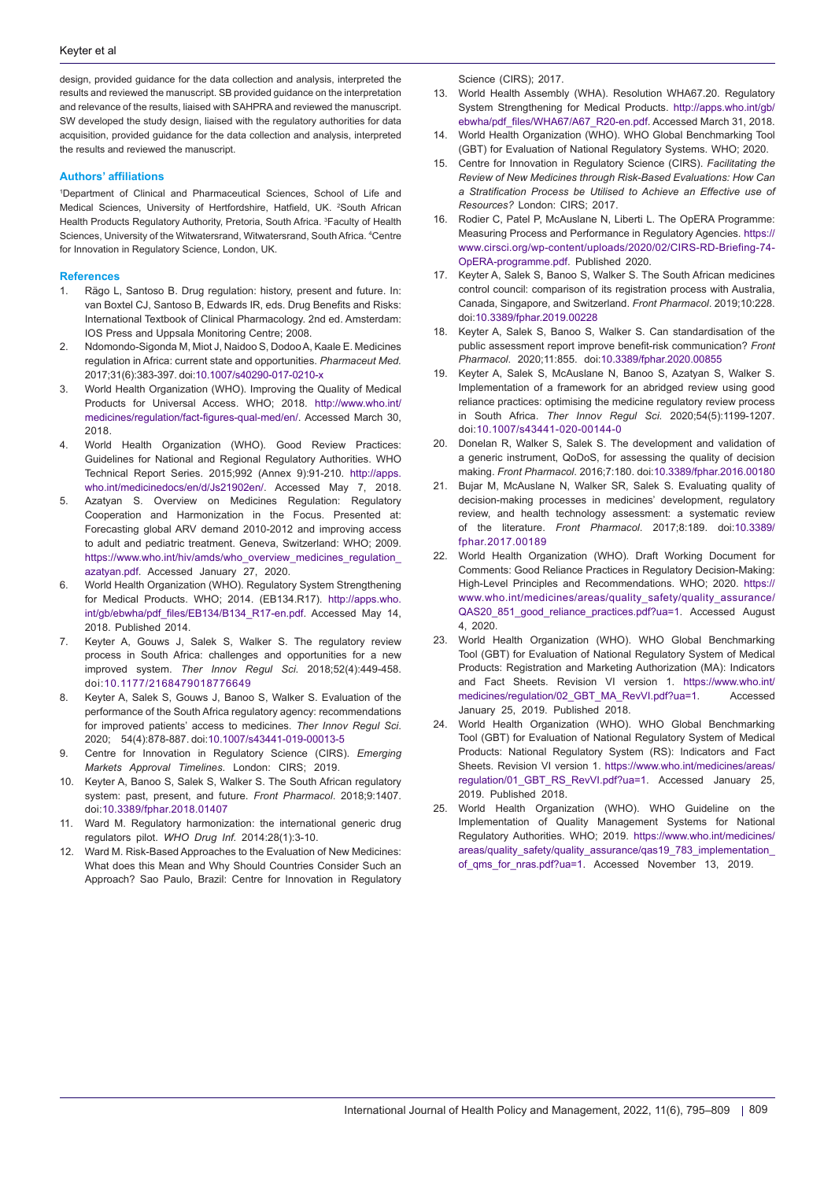design, provided guidance for the data collection and analysis, interpreted the results and reviewed the manuscript. SB provided guidance on the interpretation and relevance of the results, liaised with SAHPRA and reviewed the manuscript. SW developed the study design, liaised with the regulatory authorities for data acquisition, provided guidance for the data collection and analysis, interpreted the results and reviewed the manuscript.

### Authors' affiliations

[1]Department of Clinical and Pharmaceutical Sciences, School of Life and Medical Sciences, University of Hertfordshire, Hatfield, UK. [2]South African Health Products Regulatory Authority, Pretoria, South Africa. [3]Faculty of Health Sciences, University of the Witwatersrand, Witwatersrand, South Africa. [4]Centre for Innovation in Regulatory Science, London, UK.

### References

1. Rägo L, Santoso B. Drug regulation: history, present and future. In: van Boxtel CJ, Santoso B, Edwards IR, eds. Drug Benefits and Risks: International Textbook of Clinical Pharmacology. 2nd ed. Amsterdam: IOS Press and Uppsala Monitoring Centre; 2008.
2. Ndomondo-Sigonda M, Miot J, Naidoo S, Dodoo A, Kaale E. Medicines regulation in Africa: current state and opportunities. *Pharmaceut Med.* 2017;31(6):383-397. doi:10.1007/s40290-017-0210-x
3. World Health Organization (WHO). Improving the Quality of Medical Products for Universal Access. WHO; 2018. http://www.who.int/medicines/regulation/fact-figures-qual-med/en/. Accessed March 30, 2018.
4. World Health Organization (WHO). Good Review Practices: Guidelines for National and Regional Regulatory Authorities. WHO Technical Report Series. 2015;992 (Annex 9):91-210. http://apps.who.int/medicinedocs/en/d/Js21902en/. Accessed May 7, 2018.
5. Azatyan S. Overview on Medicines Regulation: Regulatory Cooperation and Harmonization in the Focus. Presented at: Forecasting global ARV demand 2010-2012 and improving access to adult and pediatric treatment. Geneva, Switzerland: WHO; 2009. https://www.who.int/hiv/amds/who_overview_medicines_regulation_azatyan.pdf. Accessed January 27, 2020.
6. World Health Organization (WHO). Regulatory System Strengthening for Medical Products. WHO; 2014. (EB134.R17). http://apps.who.int/gb/ebwha/pdf_files/EB134/B134_R17-en.pdf. Accessed May 14, 2018. Published 2014.
7. Keyter A, Gouws J, Salek S, Walker S. The regulatory review process in South Africa: challenges and opportunities for a new improved system. *Ther Innov Regul Sci.* 2018;52(4):449-458. doi:10.1177/2168479018776649
8. Keyter A, Salek S, Gouws J, Banoo S, Walker S. Evaluation of the performance of the South Africa regulatory agency: recommendations for improved patients' access to medicines. *Ther Innov Regul Sci*. 2020; 54(4):878-887. doi:10.1007/s43441-019-00013-5
9. Centre for Innovation in Regulatory Science (CIRS). *Emerging Markets Approval Timelines.* London: CIRS; 2019.
10. Keyter A, Banoo S, Salek S, Walker S. The South African regulatory system: past, present, and future. *Front Pharmacol*. 2018;9:1407. doi:10.3389/fphar.2018.01407
11. Ward M. Regulatory harmonization: the international generic drug regulators pilot. *WHO Drug Inf.* 2014:28(1):3-10.
12. Ward M. Risk-Based Approaches to the Evaluation of New Medicines: What does this Mean and Why Should Countries Consider Such an Approach? Sao Paulo, Brazil: Centre for Innovation in Regulatory Science (CIRS); 2017.
13. World Health Assembly (WHA). Resolution WHA67.20. Regulatory System Strengthening for Medical Products. http://apps.who.int/gb/ebwha/pdf_files/WHA67/A67_R20-en.pdf. Accessed March 31, 2018.
14. World Health Organization (WHO). WHO Global Benchmarking Tool (GBT) for Evaluation of National Regulatory Systems. WHO; 2020.
15. Centre for Innovation in Regulatory Science (CIRS). *Facilitating the Review of New Medicines through Risk-Based Evaluations: How Can a Stratification Process be Utilised to Achieve an Effective use of Resources?* London: CIRS; 2017.
16. Rodier C, Patel P, McAuslane N, Liberti L. The OpERA Programme: Measuring Process and Performance in Regulatory Agencies. https://www.cirsci.org/wp-content/uploads/2020/02/CIRS-RD-Briefing-74-OpERA-programme.pdf. Published 2020.
17. Keyter A, Salek S, Banoo S, Walker S. The South African medicines control council: comparison of its registration process with Australia, Canada, Singapore, and Switzerland. *Front Pharmacol*. 2019;10:228. doi:10.3389/fphar.2019.00228
18. Keyter A, Salek S, Banoo S, Walker S. Can standardisation of the public assessment report improve benefit-risk communication? *Front Pharmacol*. 2020;11:855. doi:10.3389/fphar.2020.00855
19. Keyter A, Salek S, McAuslane N, Banoo S, Azatyan S, Walker S. Implementation of a framework for an abridged review using good reliance practices: optimising the medicine regulatory review process in South Africa. *Ther Innov Regul Sci.* 2020;54(5):1199-1207. doi:10.1007/s43441-020-00144-0
20. Donelan R, Walker S, Salek S. The development and validation of a generic instrument, QoDoS, for assessing the quality of decision making. *Front Pharmacol*. 2016;7:180. doi:10.3389/fphar.2016.00180
21. Bujar M, McAuslane N, Walker SR, Salek S. Evaluating quality of decision-making processes in medicines' development, regulatory review, and health technology assessment: a systematic review of the literature. *Front Pharmacol*. 2017;8:189. doi:10.3389/fphar.2017.00189
22. World Health Organization (WHO). Draft Working Document for Comments: Good Reliance Practices in Regulatory Decision-Making: High-Level Principles and Recommendations. WHO; 2020. https://www.who.int/medicines/areas/quality_safety/quality_assurance/QAS20_851_good_reliance_practices.pdf?ua=1. Accessed August 4, 2020.
23. World Health Organization (WHO). WHO Global Benchmarking Tool (GBT) for Evaluation of National Regulatory System of Medical Products: Registration and Marketing Authorization (MA): Indicators and Fact Sheets. Revision VI version 1. https://www.who.int/medicines/regulation/02_GBT_MA_RevVI.pdf?ua=1. Accessed January 25, 2019. Published 2018.
24. World Health Organization (WHO). WHO Global Benchmarking Tool (GBT) for Evaluation of National Regulatory System of Medical Products: National Regulatory System (RS): Indicators and Fact Sheets. Revision VI version 1. https://www.who.int/medicines/areas/regulation/01_GBT_RS_RevVI.pdf?ua=1. Accessed January 25, 2019. Published 2018.
25. World Health Organization (WHO). WHO Guideline on the Implementation of Quality Management Systems for National Regulatory Authorities. WHO; 2019. https://www.who.int/medicines/areas/quality_safety/quality_assurance/qas19_783_implementation_of_qms_for_nras.pdf?ua=1. Accessed November 13, 2019.